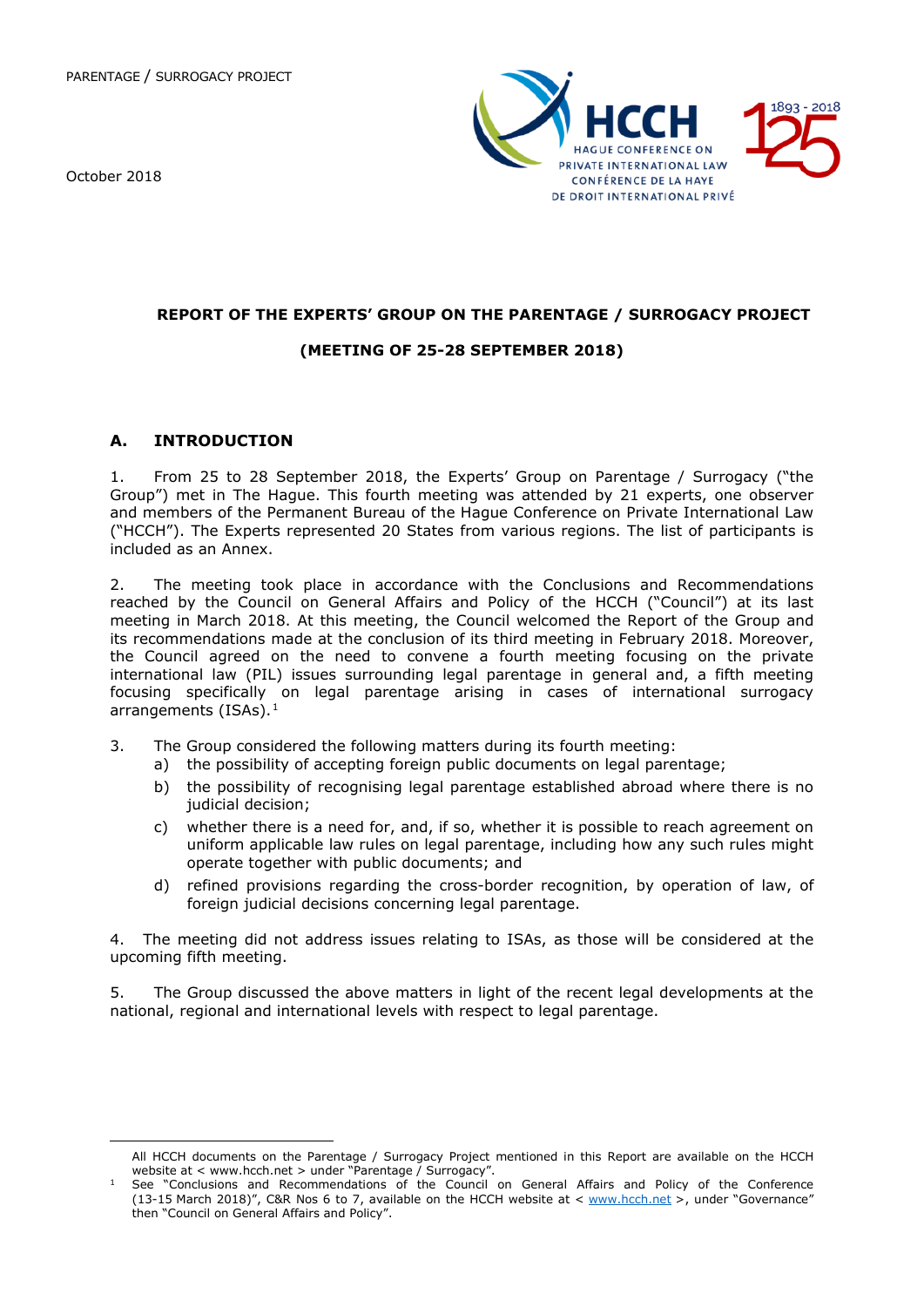PARENTAGE / SURROGACY PROJECT

October 2018

**REPORT OF THE EXPERTS' GROUP ON THE PARENTAGE / SURROGACY PROJECT**

**(MEETING OF 25-28 SEPTEMBER 2018)**

## A. INTRODUCTION

1. From 25 to 28 September 2018, the Experts' Group on Parentage / Surrogacy ("the Group") met in The Hague. This fourth meeting was attended by 21 experts, one observer and members of the Permanent Bureau of the Hague Conference on Private International Law ("HCCH"). The Experts represented 20 States from various regions. The list of participants is included as an Annex.

2. The meeting took place in accordance with the Conclusions and Recommendations reached by the Council on General Affairs and Policy of the HCCH ("Council") at its last meeting in March 2018. At this meeting, the Council welcomed the Report of the Group and its recommendations made at the conclusion of its third meeting in February 2018. Moreover, the Council agreed on the need to convene a fourth meeting focusing on the private international law (PIL) issues surrounding legal parentage in general and, a fifth meeting focusing specifically on legal parentage arising in cases of international surrogacy arrangements (ISAs).[1]

3. The Group considered the following matters during its fourth meeting:
   a) the possibility of accepting foreign public documents on legal parentage;
   b) the possibility of recognising legal parentage established abroad where there is no judicial decision;
   c) whether there is a need for, and, if so, whether it is possible to reach agreement on uniform applicable law rules on legal parentage, including how any such rules might operate together with public documents; and
   d) refined provisions regarding the cross-border recognition, by operation of law, of foreign judicial decisions concerning legal parentage.

4. The meeting did not address issues relating to ISAs, as those will be considered at the upcoming fifth meeting.

5. The Group discussed the above matters in light of the recent legal developments at the national, regional and international levels with respect to legal parentage.

---

All HCCH documents on the Parentage / Surrogacy Project mentioned in this Report are available on the HCCH website at < www.hcch.net > under "Parentage / Surrogacy".

[1] See "Conclusions and Recommendations of the Council on General Affairs and Policy of the Conference (13-15 March 2018)", C&R Nos 6 to 7, available on the HCCH website at < www.hcch.net >, under "Governance" then "Council on General Affairs and Policy".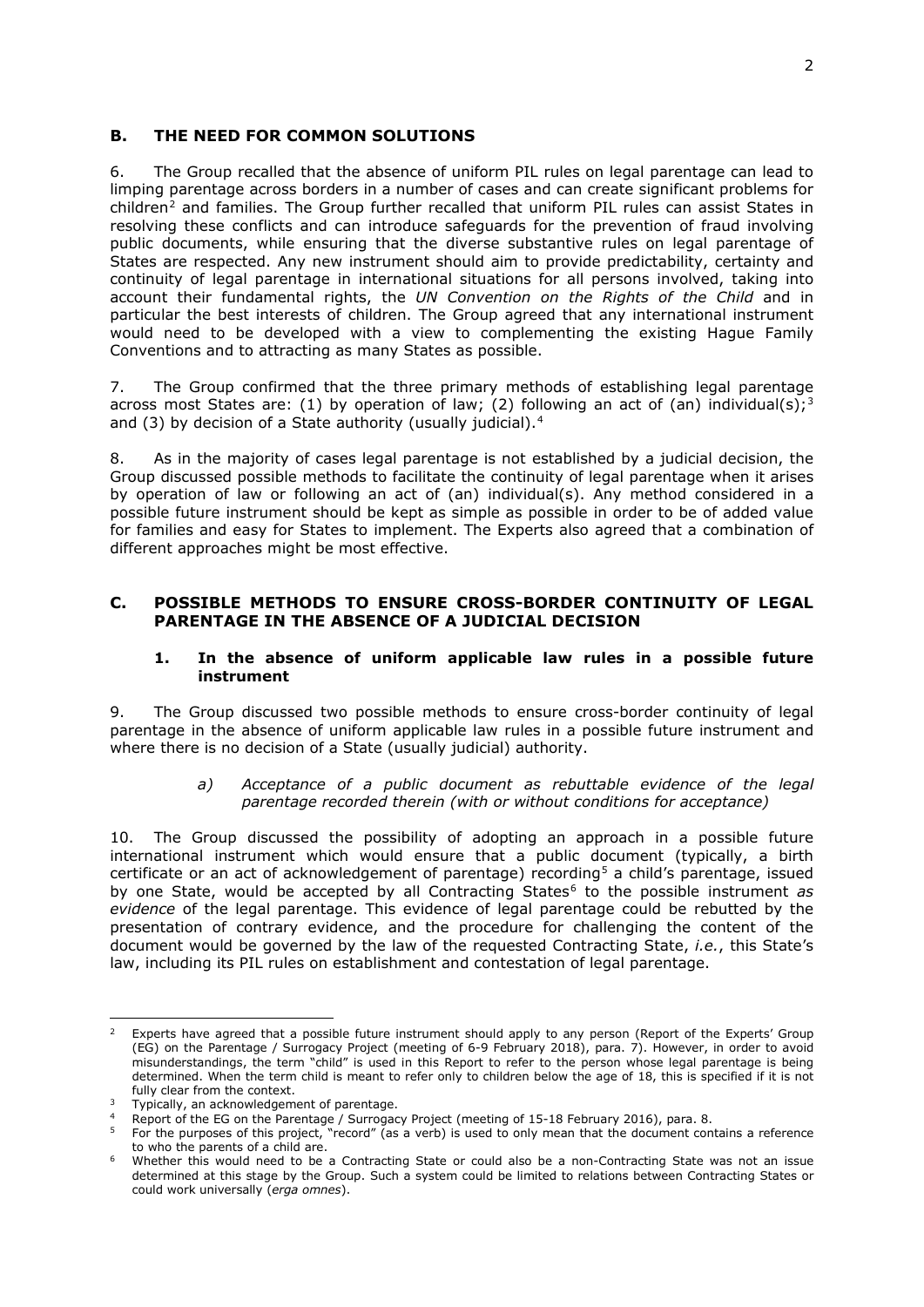## B. THE NEED FOR COMMON SOLUTIONS

6. The Group recalled that the absence of uniform PIL rules on legal parentage can lead to limping parentage across borders in a number of cases and can create significant problems for children[2] and families. The Group further recalled that uniform PIL rules can assist States in resolving these conflicts and can introduce safeguards for the prevention of fraud involving public documents, while ensuring that the diverse substantive rules on legal parentage of States are respected. Any new instrument should aim to provide predictability, certainty and continuity of legal parentage in international situations for all persons involved, taking into account their fundamental rights, the *UN Convention on the Rights of the Child* and in particular the best interests of children. The Group agreed that any international instrument would need to be developed with a view to complementing the existing Hague Family Conventions and to attracting as many States as possible.

7. The Group confirmed that the three primary methods of establishing legal parentage across most States are: (1) by operation of law; (2) following an act of (an) individual(s);[3] and (3) by decision of a State authority (usually judicial).[4]

8. As in the majority of cases legal parentage is not established by a judicial decision, the Group discussed possible methods to facilitate the continuity of legal parentage when it arises by operation of law or following an act of (an) individual(s). Any method considered in a possible future instrument should be kept as simple as possible in order to be of added value for families and easy for States to implement. The Experts also agreed that a combination of different approaches might be most effective.

## C. POSSIBLE METHODS TO ENSURE CROSS-BORDER CONTINUITY OF LEGAL PARENTAGE IN THE ABSENCE OF A JUDICIAL DECISION

### 1. In the absence of uniform applicable law rules in a possible future instrument

9. The Group discussed two possible methods to ensure cross-border continuity of legal parentage in the absence of uniform applicable law rules in a possible future instrument and where there is no decision of a State (usually judicial) authority.

#### *a) Acceptance of a public document as rebuttable evidence of the legal parentage recorded therein (with or without conditions for acceptance)*

10. The Group discussed the possibility of adopting an approach in a possible future international instrument which would ensure that a public document (typically, a birth certificate or an act of acknowledgement of parentage) recording[5] a child's parentage, issued by one State, would be accepted by all Contracting States[6] to the possible instrument *as evidence* of the legal parentage. This evidence of legal parentage could be rebutted by the presentation of contrary evidence, and the procedure for challenging the content of the document would be governed by the law of the requested Contracting State, *i.e.*, this State's law, including its PIL rules on establishment and contestation of legal parentage.

---

[2] Experts have agreed that a possible future instrument should apply to any person (Report of the Experts' Group (EG) on the Parentage / Surrogacy Project (meeting of 6-9 February 2018), para. 7). However, in order to avoid misunderstandings, the term "child" is used in this Report to refer to the person whose legal parentage is being determined. When the term child is meant to refer only to children below the age of 18, this is specified if it is not fully clear from the context.

[3] Typically, an acknowledgement of parentage.

[4] Report of the EG on the Parentage / Surrogacy Project (meeting of 15-18 February 2016), para. 8.

[5] For the purposes of this project, "record" (as a verb) is used to only mean that the document contains a reference to who the parents of a child are.

[6] Whether this would need to be a Contracting State or could also be a non-Contracting State was not an issue determined at this stage by the Group. Such a system could be limited to relations between Contracting States or could work universally (*erga omnes*).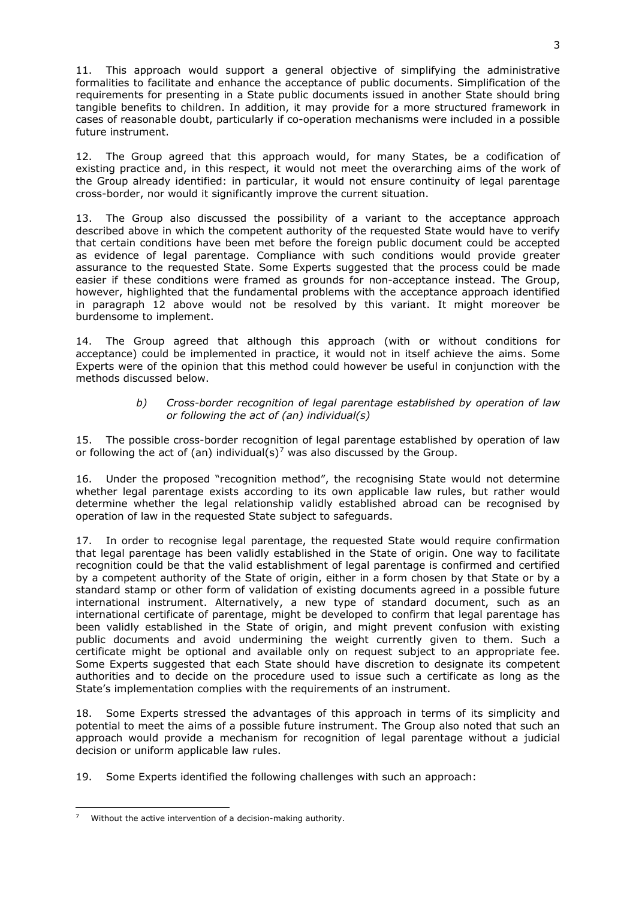11. This approach would support a general objective of simplifying the administrative formalities to facilitate and enhance the acceptance of public documents. Simplification of the requirements for presenting in a State public documents issued in another State should bring tangible benefits to children. In addition, it may provide for a more structured framework in cases of reasonable doubt, particularly if co-operation mechanisms were included in a possible future instrument.

12. The Group agreed that this approach would, for many States, be a codification of existing practice and, in this respect, it would not meet the overarching aims of the work of the Group already identified: in particular, it would not ensure continuity of legal parentage cross-border, nor would it significantly improve the current situation.

13. The Group also discussed the possibility of a variant to the acceptance approach described above in which the competent authority of the requested State would have to verify that certain conditions have been met before the foreign public document could be accepted as evidence of legal parentage. Compliance with such conditions would provide greater assurance to the requested State. Some Experts suggested that the process could be made easier if these conditions were framed as grounds for non-acceptance instead. The Group, however, highlighted that the fundamental problems with the acceptance approach identified in paragraph 12 above would not be resolved by this variant. It might moreover be burdensome to implement.

14. The Group agreed that although this approach (with or without conditions for acceptance) could be implemented in practice, it would not in itself achieve the aims. Some Experts were of the opinion that this method could however be useful in conjunction with the methods discussed below.

> *b) Cross-border recognition of legal parentage established by operation of law or following the act of (an) individual(s)*

15. The possible cross-border recognition of legal parentage established by operation of law or following the act of (an) individual(s)[7] was also discussed by the Group.

16. Under the proposed "recognition method", the recognising State would not determine whether legal parentage exists according to its own applicable law rules, but rather would determine whether the legal relationship validly established abroad can be recognised by operation of law in the requested State subject to safeguards.

17. In order to recognise legal parentage, the requested State would require confirmation that legal parentage has been validly established in the State of origin. One way to facilitate recognition could be that the valid establishment of legal parentage is confirmed and certified by a competent authority of the State of origin, either in a form chosen by that State or by a standard stamp or other form of validation of existing documents agreed in a possible future international instrument. Alternatively, a new type of standard document, such as an international certificate of parentage, might be developed to confirm that legal parentage has been validly established in the State of origin, and might prevent confusion with existing public documents and avoid undermining the weight currently given to them. Such a certificate might be optional and available only on request subject to an appropriate fee. Some Experts suggested that each State should have discretion to designate its competent authorities and to decide on the procedure used to issue such a certificate as long as the State's implementation complies with the requirements of an instrument.

18. Some Experts stressed the advantages of this approach in terms of its simplicity and potential to meet the aims of a possible future instrument. The Group also noted that such an approach would provide a mechanism for recognition of legal parentage without a judicial decision or uniform applicable law rules.

19. Some Experts identified the following challenges with such an approach:

---

[7] Without the active intervention of a decision-making authority.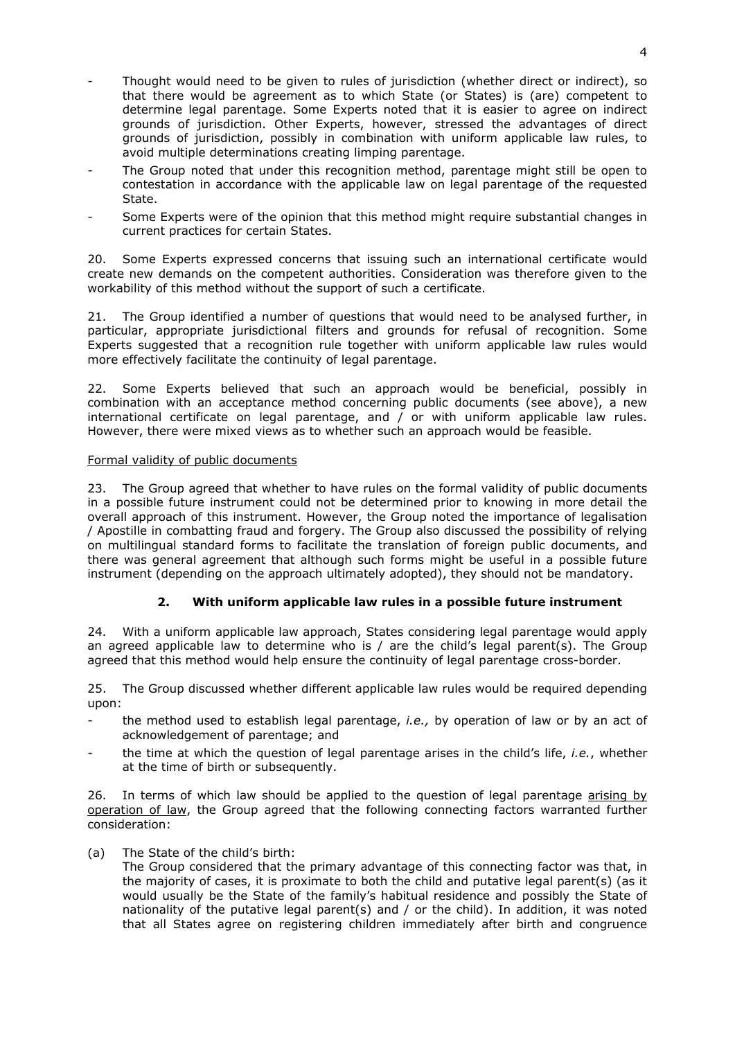- Thought would need to be given to rules of jurisdiction (whether direct or indirect), so that there would be agreement as to which State (or States) is (are) competent to determine legal parentage. Some Experts noted that it is easier to agree on indirect grounds of jurisdiction. Other Experts, however, stressed the advantages of direct grounds of jurisdiction, possibly in combination with uniform applicable law rules, to avoid multiple determinations creating limping parentage.
- The Group noted that under this recognition method, parentage might still be open to contestation in accordance with the applicable law on legal parentage of the requested State.
- Some Experts were of the opinion that this method might require substantial changes in current practices for certain States.

20. Some Experts expressed concerns that issuing such an international certificate would create new demands on the competent authorities. Consideration was therefore given to the workability of this method without the support of such a certificate.

21. The Group identified a number of questions that would need to be analysed further, in particular, appropriate jurisdictional filters and grounds for refusal of recognition. Some Experts suggested that a recognition rule together with uniform applicable law rules would more effectively facilitate the continuity of legal parentage.

22. Some Experts believed that such an approach would be beneficial, possibly in combination with an acceptance method concerning public documents (see above), a new international certificate on legal parentage, and / or with uniform applicable law rules. However, there were mixed views as to whether such an approach would be feasible.

Formal validity of public documents

23. The Group agreed that whether to have rules on the formal validity of public documents in a possible future instrument could not be determined prior to knowing in more detail the overall approach of this instrument. However, the Group noted the importance of legalisation / Apostille in combatting fraud and forgery. The Group also discussed the possibility of relying on multilingual standard forms to facilitate the translation of foreign public documents, and there was general agreement that although such forms might be useful in a possible future instrument (depending on the approach ultimately adopted), they should not be mandatory.

### 2. With uniform applicable law rules in a possible future instrument

24. With a uniform applicable law approach, States considering legal parentage would apply an agreed applicable law to determine who is / are the child's legal parent(s). The Group agreed that this method would help ensure the continuity of legal parentage cross-border.

25. The Group discussed whether different applicable law rules would be required depending upon:

- the method used to establish legal parentage, *i.e.,* by operation of law or by an act of acknowledgement of parentage; and
- the time at which the question of legal parentage arises in the child's life, *i.e.*, whether at the time of birth or subsequently.

26. In terms of which law should be applied to the question of legal parentage arising by operation of law, the Group agreed that the following connecting factors warranted further consideration:

(a) The State of the child's birth:
The Group considered that the primary advantage of this connecting factor was that, in the majority of cases, it is proximate to both the child and putative legal parent(s) (as it would usually be the State of the family's habitual residence and possibly the State of nationality of the putative legal parent(s) and / or the child). In addition, it was noted that all States agree on registering children immediately after birth and congruence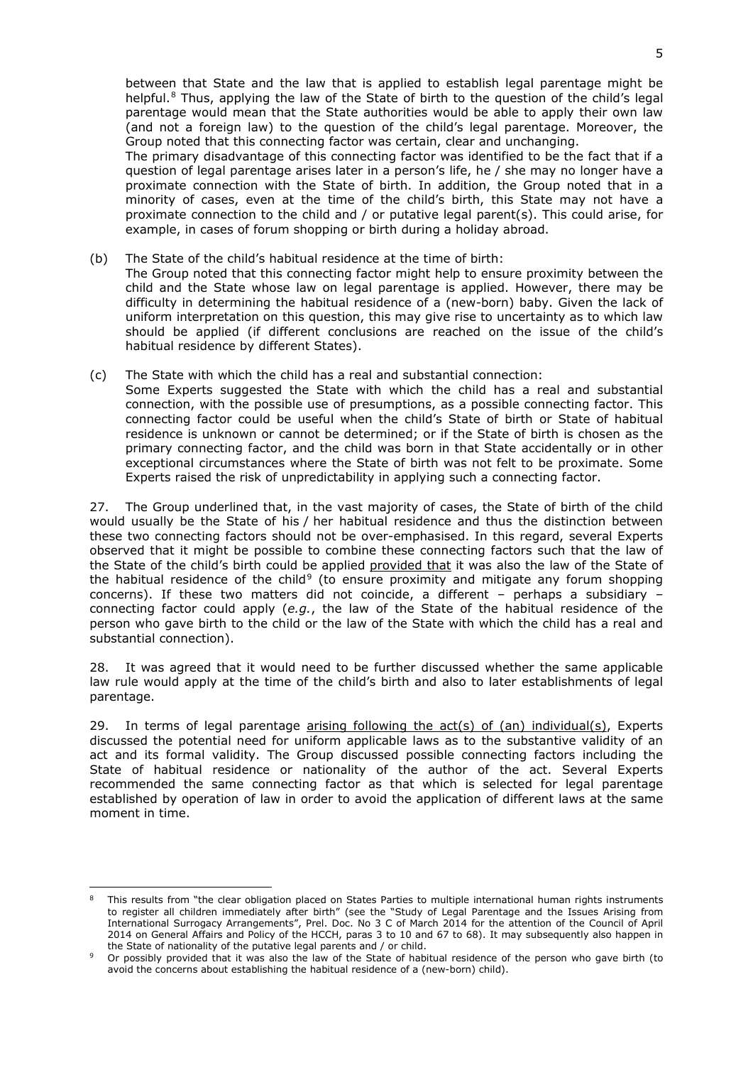between that State and the law that is applied to establish legal parentage might be helpful.[8] Thus, applying the law of the State of birth to the question of the child's legal parentage would mean that the State authorities would be able to apply their own law (and not a foreign law) to the question of the child's legal parentage. Moreover, the Group noted that this connecting factor was certain, clear and unchanging.

The primary disadvantage of this connecting factor was identified to be the fact that if a question of legal parentage arises later in a person's life, he / she may no longer have a proximate connection with the State of birth. In addition, the Group noted that in a minority of cases, even at the time of the child's birth, this State may not have a proximate connection to the child and / or putative legal parent(s). This could arise, for example, in cases of forum shopping or birth during a holiday abroad.

(b) The State of the child's habitual residence at the time of birth:
The Group noted that this connecting factor might help to ensure proximity between the child and the State whose law on legal parentage is applied. However, there may be difficulty in determining the habitual residence of a (new-born) baby. Given the lack of uniform interpretation on this question, this may give rise to uncertainty as to which law should be applied (if different conclusions are reached on the issue of the child's habitual residence by different States).

(c) The State with which the child has a real and substantial connection:
Some Experts suggested the State with which the child has a real and substantial connection, with the possible use of presumptions, as a possible connecting factor. This connecting factor could be useful when the child's State of birth or State of habitual residence is unknown or cannot be determined; or if the State of birth is chosen as the primary connecting factor, and the child was born in that State accidentally or in other exceptional circumstances where the State of birth was not felt to be proximate. Some Experts raised the risk of unpredictability in applying such a connecting factor.

27. The Group underlined that, in the vast majority of cases, the State of birth of the child would usually be the State of his / her habitual residence and thus the distinction between these two connecting factors should not be over-emphasised. In this regard, several Experts observed that it might be possible to combine these connecting factors such that the law of the State of the child's birth could be applied provided that it was also the law of the State of the habitual residence of the child[9] (to ensure proximity and mitigate any forum shopping concerns). If these two matters did not coincide, a different – perhaps a subsidiary – connecting factor could apply (*e.g.*, the law of the State of the habitual residence of the person who gave birth to the child or the law of the State with which the child has a real and substantial connection).

28. It was agreed that it would need to be further discussed whether the same applicable law rule would apply at the time of the child's birth and also to later establishments of legal parentage.

29. In terms of legal parentage arising following the act(s) of (an) individual(s), Experts discussed the potential need for uniform applicable laws as to the substantive validity of an act and its formal validity. The Group discussed possible connecting factors including the State of habitual residence or nationality of the author of the act. Several Experts recommended the same connecting factor as that which is selected for legal parentage established by operation of law in order to avoid the application of different laws at the same moment in time.

---

[8] This results from "the clear obligation placed on States Parties to multiple international human rights instruments to register all children immediately after birth" (see the "Study of Legal Parentage and the Issues Arising from International Surrogacy Arrangements", Prel. Doc. No 3 C of March 2014 for the attention of the Council of April 2014 on General Affairs and Policy of the HCCH, paras 3 to 10 and 67 to 68). It may subsequently also happen in the State of nationality of the putative legal parents and / or child.

[9] Or possibly provided that it was also the law of the State of habitual residence of the person who gave birth (to avoid the concerns about establishing the habitual residence of a (new-born) child).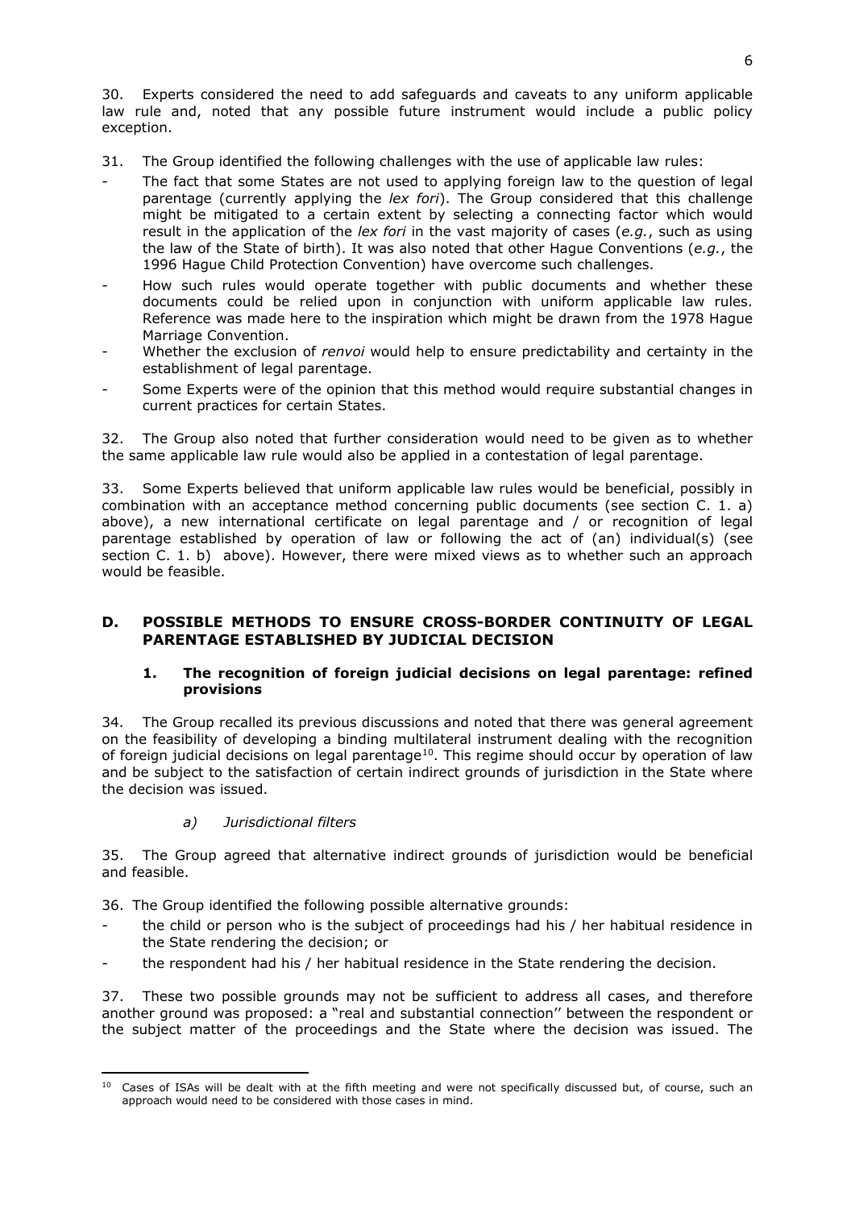30. Experts considered the need to add safeguards and caveats to any uniform applicable law rule and, noted that any possible future instrument would include a public policy exception.

31. The Group identified the following challenges with the use of applicable law rules:

- The fact that some States are not used to applying foreign law to the question of legal parentage (currently applying the *lex fori*). The Group considered that this challenge might be mitigated to a certain extent by selecting a connecting factor which would result in the application of the *lex fori* in the vast majority of cases (*e.g.*, such as using the law of the State of birth). It was also noted that other Hague Conventions (*e.g.*, the 1996 Hague Child Protection Convention) have overcome such challenges.
- How such rules would operate together with public documents and whether these documents could be relied upon in conjunction with uniform applicable law rules. Reference was made here to the inspiration which might be drawn from the 1978 Hague Marriage Convention.
- Whether the exclusion of *renvoi* would help to ensure predictability and certainty in the establishment of legal parentage.
- Some Experts were of the opinion that this method would require substantial changes in current practices for certain States.

32. The Group also noted that further consideration would need to be given as to whether the same applicable law rule would also be applied in a contestation of legal parentage.

33. Some Experts believed that uniform applicable law rules would be beneficial, possibly in combination with an acceptance method concerning public documents (see section C. 1. a) above), a new international certificate on legal parentage and / or recognition of legal parentage established by operation of law or following the act of (an) individual(s) (see section C. 1. b) above). However, there were mixed views as to whether such an approach would be feasible.

## D. POSSIBLE METHODS TO ENSURE CROSS-BORDER CONTINUITY OF LEGAL PARENTAGE ESTABLISHED BY JUDICIAL DECISION

### 1. The recognition of foreign judicial decisions on legal parentage: refined provisions

34. The Group recalled its previous discussions and noted that there was general agreement on the feasibility of developing a binding multilateral instrument dealing with the recognition of foreign judicial decisions on legal parentage[10]. This regime should occur by operation of law and be subject to the satisfaction of certain indirect grounds of jurisdiction in the State where the decision was issued.

#### *a) Jurisdictional filters*

35. The Group agreed that alternative indirect grounds of jurisdiction would be beneficial and feasible.

36. The Group identified the following possible alternative grounds:

- the child or person who is the subject of proceedings had his / her habitual residence in the State rendering the decision; or
- the respondent had his / her habitual residence in the State rendering the decision.

37. These two possible grounds may not be sufficient to address all cases, and therefore another ground was proposed: a "real and substantial connection'' between the respondent or the subject matter of the proceedings and the State where the decision was issued. The

[10] Cases of ISAs will be dealt with at the fifth meeting and were not specifically discussed but, of course, such an approach would need to be considered with those cases in mind.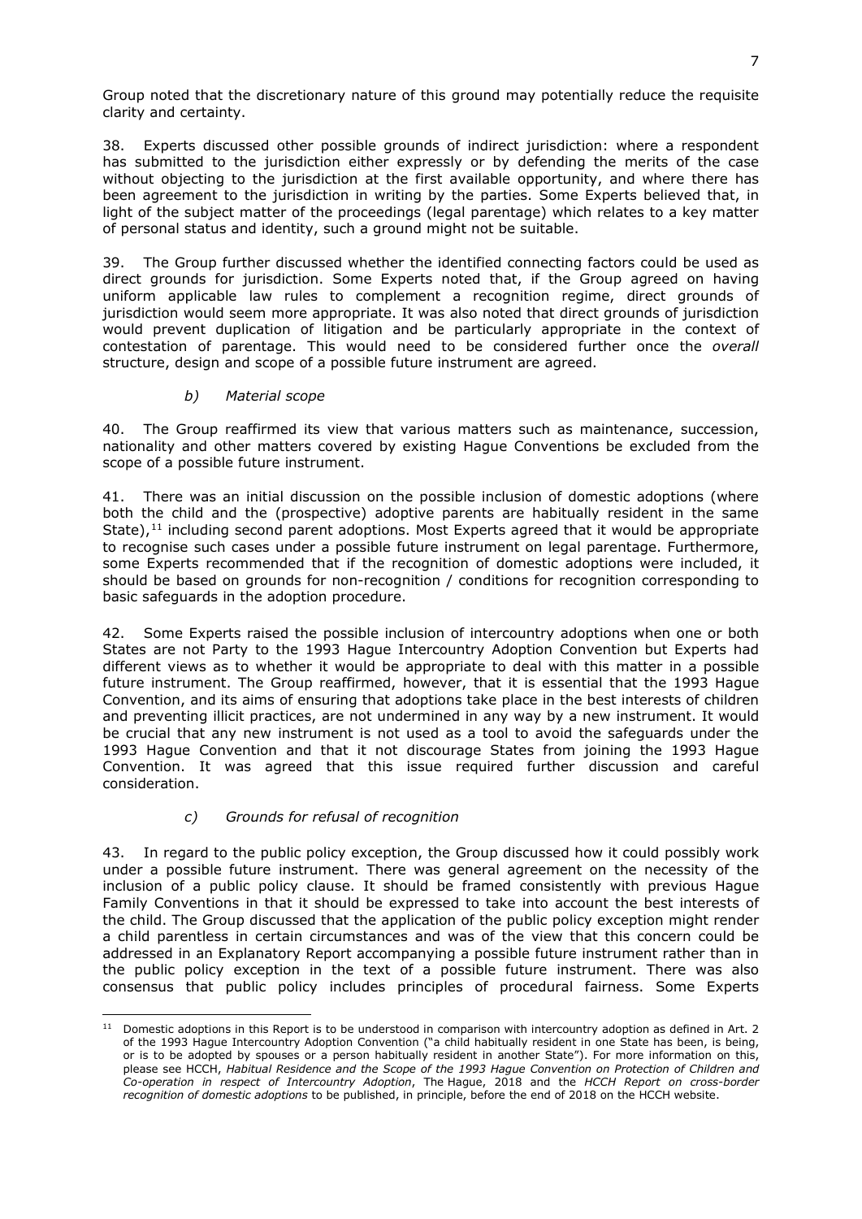Group noted that the discretionary nature of this ground may potentially reduce the requisite clarity and certainty.

38. Experts discussed other possible grounds of indirect jurisdiction: where a respondent has submitted to the jurisdiction either expressly or by defending the merits of the case without objecting to the jurisdiction at the first available opportunity, and where there has been agreement to the jurisdiction in writing by the parties. Some Experts believed that, in light of the subject matter of the proceedings (legal parentage) which relates to a key matter of personal status and identity, such a ground might not be suitable.

39. The Group further discussed whether the identified connecting factors could be used as direct grounds for jurisdiction. Some Experts noted that, if the Group agreed on having uniform applicable law rules to complement a recognition regime, direct grounds of jurisdiction would seem more appropriate. It was also noted that direct grounds of jurisdiction would prevent duplication of litigation and be particularly appropriate in the context of contestation of parentage. This would need to be considered further once the *overall* structure, design and scope of a possible future instrument are agreed.

#### *b) Material scope*

40. The Group reaffirmed its view that various matters such as maintenance, succession, nationality and other matters covered by existing Hague Conventions be excluded from the scope of a possible future instrument.

41. There was an initial discussion on the possible inclusion of domestic adoptions (where both the child and the (prospective) adoptive parents are habitually resident in the same State),[11] including second parent adoptions. Most Experts agreed that it would be appropriate to recognise such cases under a possible future instrument on legal parentage. Furthermore, some Experts recommended that if the recognition of domestic adoptions were included, it should be based on grounds for non-recognition / conditions for recognition corresponding to basic safeguards in the adoption procedure.

42. Some Experts raised the possible inclusion of intercountry adoptions when one or both States are not Party to the 1993 Hague Intercountry Adoption Convention but Experts had different views as to whether it would be appropriate to deal with this matter in a possible future instrument. The Group reaffirmed, however, that it is essential that the 1993 Hague Convention, and its aims of ensuring that adoptions take place in the best interests of children and preventing illicit practices, are not undermined in any way by a new instrument. It would be crucial that any new instrument is not used as a tool to avoid the safeguards under the 1993 Hague Convention and that it not discourage States from joining the 1993 Hague Convention. It was agreed that this issue required further discussion and careful consideration.

#### *c) Grounds for refusal of recognition*

43. In regard to the public policy exception, the Group discussed how it could possibly work under a possible future instrument. There was general agreement on the necessity of the inclusion of a public policy clause. It should be framed consistently with previous Hague Family Conventions in that it should be expressed to take into account the best interests of the child. The Group discussed that the application of the public policy exception might render a child parentless in certain circumstances and was of the view that this concern could be addressed in an Explanatory Report accompanying a possible future instrument rather than in the public policy exception in the text of a possible future instrument. There was also consensus that public policy includes principles of procedural fairness. Some Experts

---

[11] Domestic adoptions in this Report is to be understood in comparison with intercountry adoption as defined in Art. 2 of the 1993 Hague Intercountry Adoption Convention ("a child habitually resident in one State has been, is being, or is to be adopted by spouses or a person habitually resident in another State"). For more information on this, please see HCCH, *Habitual Residence and the Scope of the 1993 Hague Convention on Protection of Children and Co-operation in respect of Intercountry Adoption*, The Hague, 2018 and the *HCCH Report on cross-border recognition of domestic adoptions* to be published, in principle, before the end of 2018 on the HCCH website.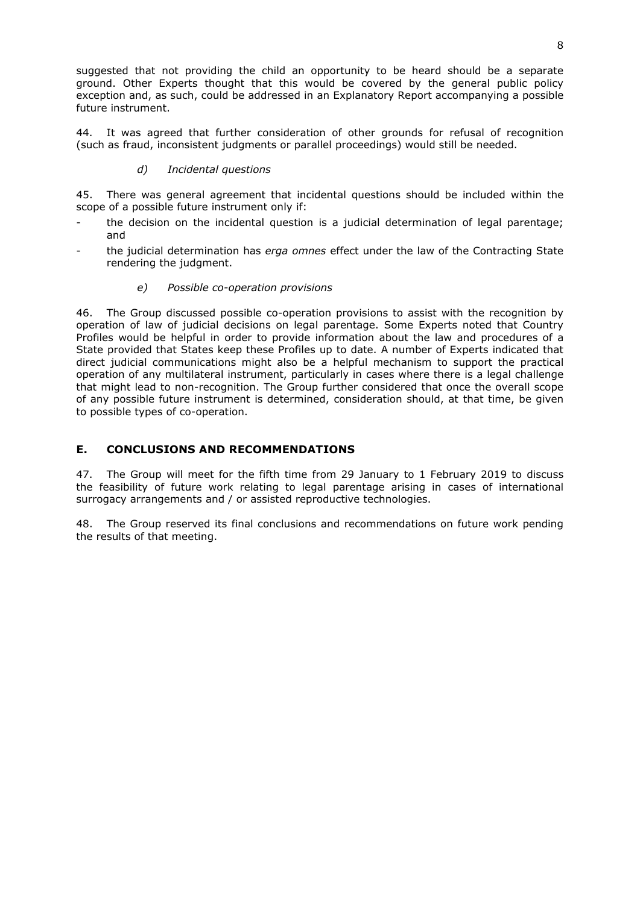suggested that not providing the child an opportunity to be heard should be a separate ground. Other Experts thought that this would be covered by the general public policy exception and, as such, could be addressed in an Explanatory Report accompanying a possible future instrument.

44. It was agreed that further consideration of other grounds for refusal of recognition (such as fraud, inconsistent judgments or parallel proceedings) would still be needed.

*d) Incidental questions*

45. There was general agreement that incidental questions should be included within the scope of a possible future instrument only if:

- the decision on the incidental question is a judicial determination of legal parentage; and
- the judicial determination has *erga omnes* effect under the law of the Contracting State rendering the judgment.

*e) Possible co-operation provisions*

46. The Group discussed possible co-operation provisions to assist with the recognition by operation of law of judicial decisions on legal parentage. Some Experts noted that Country Profiles would be helpful in order to provide information about the law and procedures of a State provided that States keep these Profiles up to date. A number of Experts indicated that direct judicial communications might also be a helpful mechanism to support the practical operation of any multilateral instrument, particularly in cases where there is a legal challenge that might lead to non-recognition. The Group further considered that once the overall scope of any possible future instrument is determined, consideration should, at that time, be given to possible types of co-operation.

## E. CONCLUSIONS AND RECOMMENDATIONS

47. The Group will meet for the fifth time from 29 January to 1 February 2019 to discuss the feasibility of future work relating to legal parentage arising in cases of international surrogacy arrangements and / or assisted reproductive technologies.

48. The Group reserved its final conclusions and recommendations on future work pending the results of that meeting.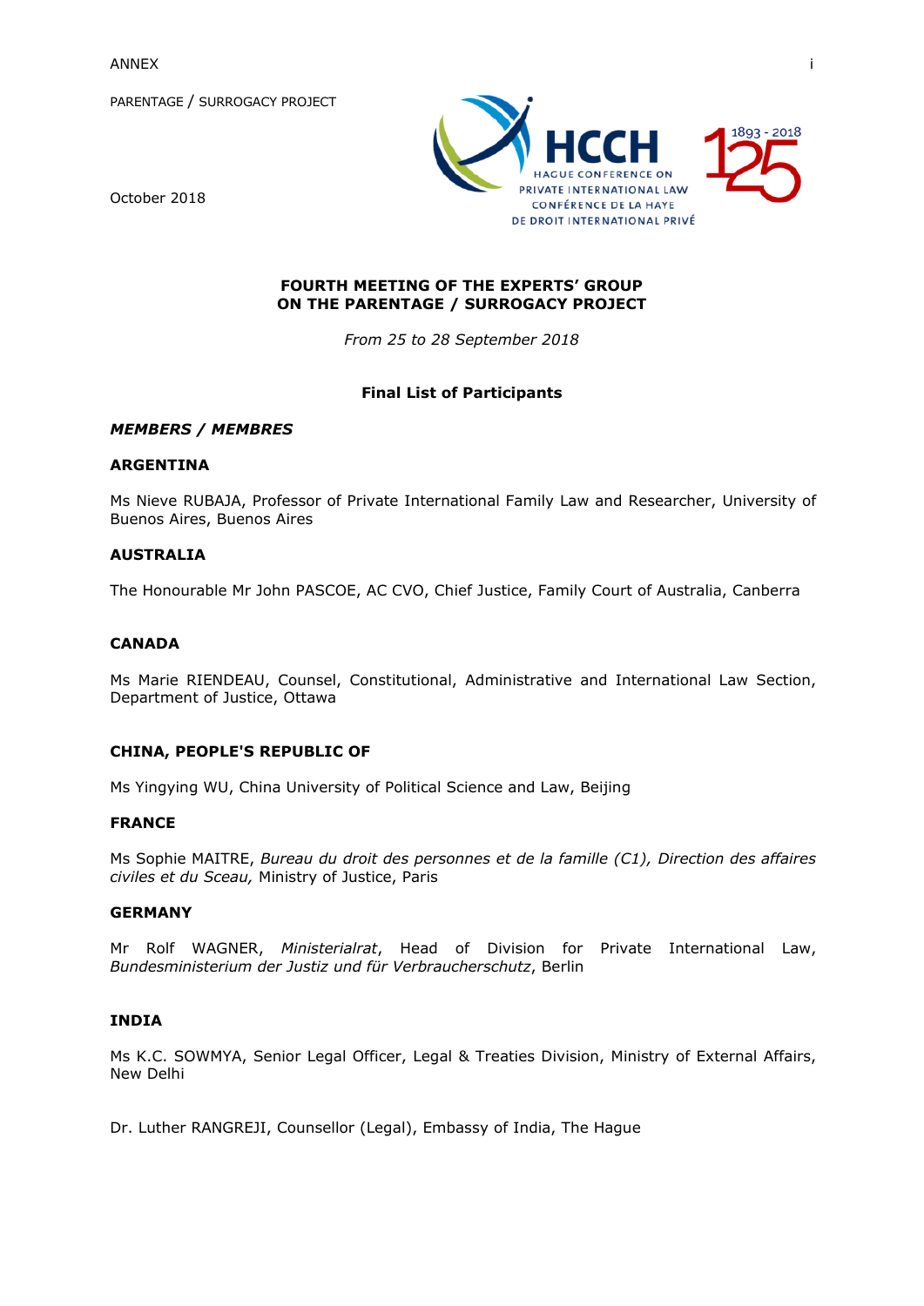ANNEX

PARENTAGE / SURROGACY PROJECT

October 2018

**FOURTH MEETING OF THE EXPERTS' GROUP ON THE PARENTAGE / SURROGACY PROJECT**

*From 25 to 28 September 2018*

**Final List of Participants**

***MEMBERS / MEMBRES***

**ARGENTINA**

Ms Nieve RUBAJA, Professor of Private International Family Law and Researcher, University of Buenos Aires, Buenos Aires

**AUSTRALIA**

The Honourable Mr John PASCOE, AC CVO, Chief Justice, Family Court of Australia, Canberra

**CANADA**

Ms Marie RIENDEAU, Counsel, Constitutional, Administrative and International Law Section, Department of Justice, Ottawa

**CHINA, PEOPLE'S REPUBLIC OF**

Ms Yingying WU, China University of Political Science and Law, Beijing

**FRANCE**

Ms Sophie MAITRE, *Bureau du droit des personnes et de la famille (C1), Direction des affaires civiles et du Sceau,* Ministry of Justice, Paris

**GERMANY**

Mr Rolf WAGNER, *Ministerialrat*, Head of Division for Private International Law, *Bundesministerium der Justiz und für Verbraucherschutz*, Berlin

**INDIA**

Ms K.C. SOWMYA, Senior Legal Officer, Legal & Treaties Division, Ministry of External Affairs, New Delhi

Dr. Luther RANGREJI, Counsellor (Legal), Embassy of India, The Hague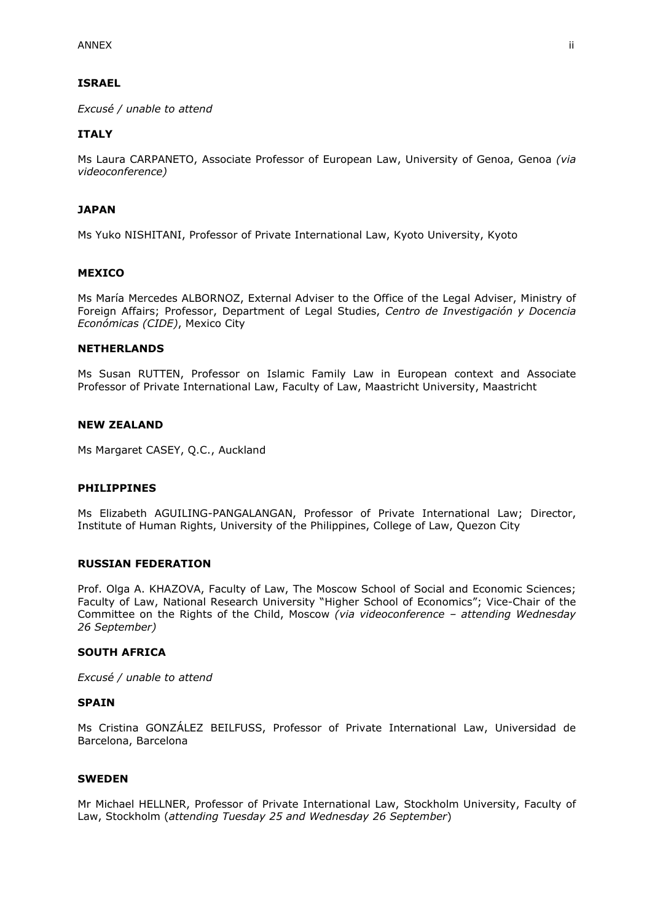**ISRAEL**

*Excusé / unable to attend*

**ITALY**

Ms Laura CARPANETO, Associate Professor of European Law, University of Genoa, Genoa *(via videoconference)*

**JAPAN**

Ms Yuko NISHITANI, Professor of Private International Law, Kyoto University, Kyoto

**MEXICO**

Ms María Mercedes ALBORNOZ, External Adviser to the Office of the Legal Adviser, Ministry of Foreign Affairs; Professor, Department of Legal Studies, *Centro de Investigación y Docencia Económicas (CIDE)*, Mexico City

**NETHERLANDS**

Ms Susan RUTTEN, Professor on Islamic Family Law in European context and Associate Professor of Private International Law, Faculty of Law, Maastricht University, Maastricht

**NEW ZEALAND**

Ms Margaret CASEY, Q.C., Auckland

**PHILIPPINES**

Ms Elizabeth AGUILING-PANGALANGAN, Professor of Private International Law; Director, Institute of Human Rights, University of the Philippines, College of Law, Quezon City

**RUSSIAN FEDERATION**

Prof. Olga A. KHAZOVA, Faculty of Law, The Moscow School of Social and Economic Sciences; Faculty of Law, National Research University "Higher School of Economics"; Vice-Chair of the Committee on the Rights of the Child, Moscow *(via videoconference – attending Wednesday 26 September)*

**SOUTH AFRICA**

*Excusé / unable to attend*

**SPAIN**

Ms Cristina GONZÁLEZ BEILFUSS, Professor of Private International Law, Universidad de Barcelona, Barcelona

**SWEDEN**

Mr Michael HELLNER, Professor of Private International Law, Stockholm University, Faculty of Law, Stockholm (*attending Tuesday 25 and Wednesday 26 September*)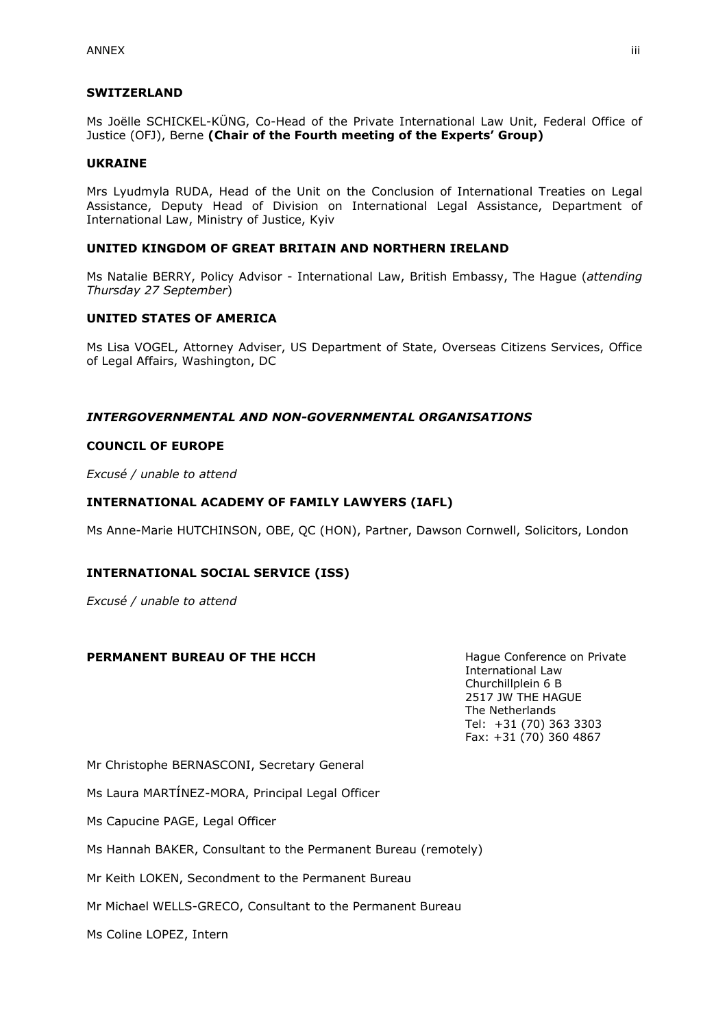**SWITZERLAND**

Ms Joëlle SCHICKEL-KÜNG, Co-Head of the Private International Law Unit, Federal Office of Justice (OFJ), Berne **(Chair of the Fourth meeting of the Experts' Group)**

**UKRAINE**

Mrs Lyudmyla RUDA, Head of the Unit on the Conclusion of International Treaties on Legal Assistance, Deputy Head of Division on International Legal Assistance, Department of International Law, Ministry of Justice, Kyiv

**UNITED KINGDOM OF GREAT BRITAIN AND NORTHERN IRELAND**

Ms Natalie BERRY, Policy Advisor - International Law, British Embassy, The Hague (*attending Thursday 27 September*)

**UNITED STATES OF AMERICA**

Ms Lisa VOGEL, Attorney Adviser, US Department of State, Overseas Citizens Services, Office of Legal Affairs, Washington, DC

***INTERGOVERNMENTAL AND NON-GOVERNMENTAL ORGANISATIONS***

**COUNCIL OF EUROPE**

*Excusé / unable to attend*

**INTERNATIONAL ACADEMY OF FAMILY LAWYERS (IAFL)**

Ms Anne-Marie HUTCHINSON, OBE, QC (HON), Partner, Dawson Cornwell, Solicitors, London

**INTERNATIONAL SOCIAL SERVICE (ISS)**

*Excusé / unable to attend*

**PERMANENT BUREAU OF THE HCCH**

Hague Conference on Private International Law
Churchillplein 6 B
2517 JW THE HAGUE
The Netherlands
Tel: +31 (70) 363 3303
Fax: +31 (70) 360 4867

Mr Christophe BERNASCONI, Secretary General

Ms Laura MARTÍNEZ-MORA, Principal Legal Officer

Ms Capucine PAGE, Legal Officer

Ms Hannah BAKER, Consultant to the Permanent Bureau (remotely)

Mr Keith LOKEN, Secondment to the Permanent Bureau

Mr Michael WELLS-GRECO, Consultant to the Permanent Bureau

Ms Coline LOPEZ, Intern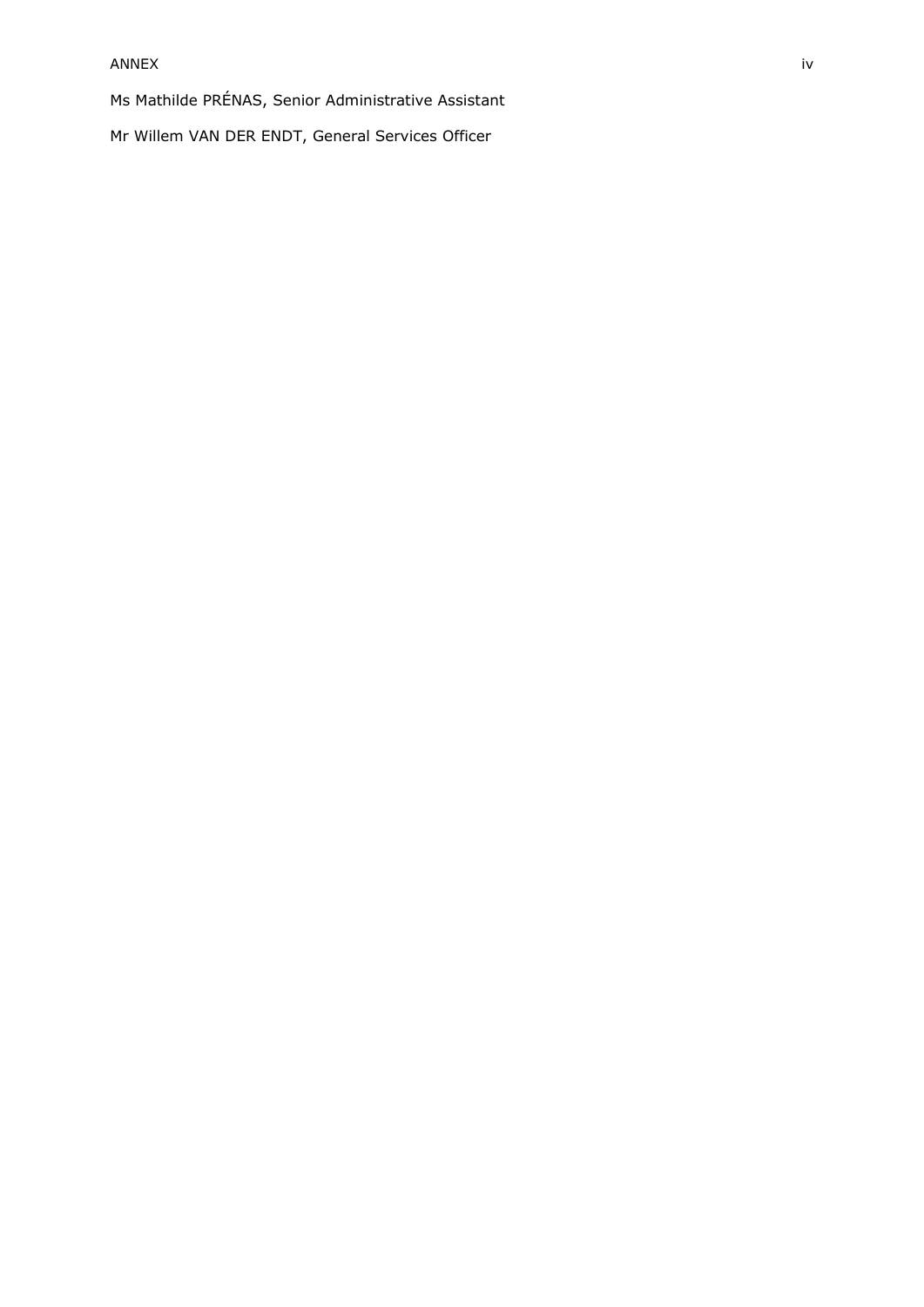Ms Mathilde PRÉNAS, Senior Administrative Assistant

Mr Willem VAN DER ENDT, General Services Officer